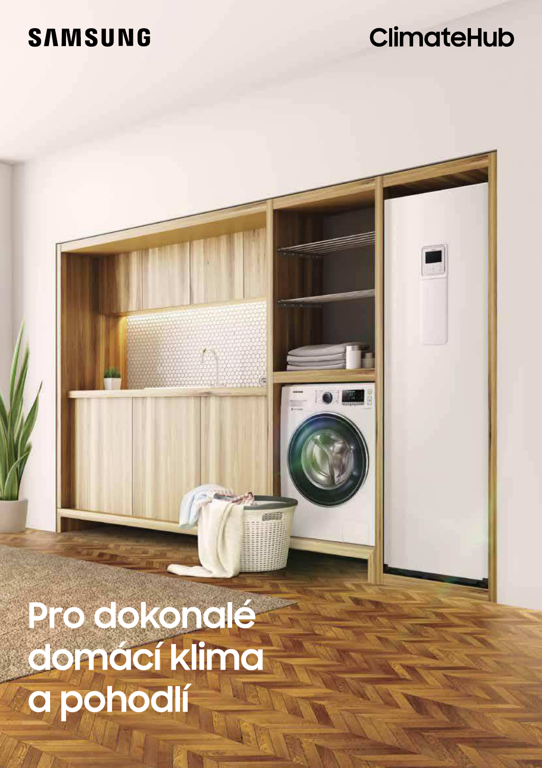SAMSUNG

ClimateHub

# Pro dokonalé domácí klima a pohodlí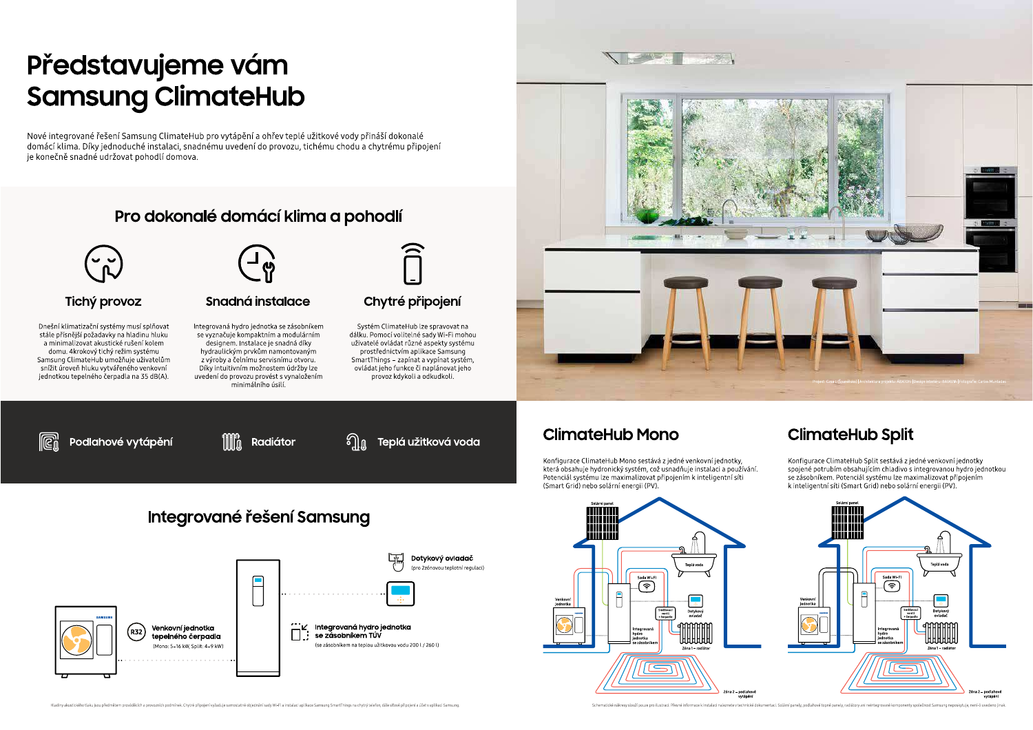# Představujeme vám Samsung ClimateHub

Nové integrované řešení Samsung ClimateHub pro vytápění a ohřev teplé užitkové vody přináší dokonalé domácí klima. Díky jednoduché instalaci, snadnému uvedení do provozu, tichému chodu a chytrému připojení je konečně snadné udržovat pohodlí domova.

## Pro dokonalé domácí klima a pohodlí

### Tichý provoz

Dnešní klimatizační systémy musí splňovat stále přísnější požadavky na hladinu hluku a minimalizovat akustické rušení kolem domu. 4krokový tichý režim systému Samsung ClimateHub umožňuje uživatelům snížit úroveň hluku vytvářeného venkovní jednotkou tepelného čerpadla na 35 dB(A).

### Snadná instalace

Integrovaná hydro jednotka se zásobníkem se vyznačuje kompaktním a modulárním designem. Instalace je snadná díky hydraulickým prvkům namontovaným z výroby a čelnímu servisnímu otvoru. Díky intuitivním možnostem údržby lze uvedení do provozu provést s vynaložením minimálního úsilí.

### Chytré připojení

Systém ClimateHub lze spravovat na dálku. Pomocí volitelné sady Wi-Fi mohou uživatelé ovládat různé aspekty systému prostřednictvím aplikace Samsung SmartThings – zapínat a vypínat systém, ovládat jeho funkce či naplánovat jeho provoz kdykoli a odkudkoli.

Podlahové vytápění | Radiátor | Teplá užitková voda

## Integrované řešení Samsung

- **Dotykový ovladač** (pro 2zónovou teplotní regulaci)
- **Venkovní jednotka tepelného čerpadla** (R32) (Mono: 5–16 kW, Split: 4–9 kW)
- **Integrovaná hydro jednotka se zásobníkem TUV** (se zásobníkem na teplou užitkovou vodu 200 l / 260 l)

Hladiny akustického tlaku jsou předmětem rozdílných a provozních podmínek. Chytré připojení vyžaduje samostatně objednání sady Wi-Fi a instalaci aplikace Samsung SmartThings na chytrý telefon, důležitost připojení a účet v aplikaci Samsung.

## ClimateHub Mono

Konfigurace ClimateHub Mono sestává z jedné venkovní jednotky, která obsahuje hydronický systém, což usnadňuje instalaci a používání. Potenciál systému lze maximalizovat připojením k inteligentní síti (Smart Grid) nebo solární energii (PV).

## ClimateHub Split

Konfigurace ClimateHub Split sestává z jedné venkovní jednotky spojené potrubím obsahujícím chladivo s integrovanou hydro jednotkou se zásobníkem. Potenciál systému lze maximalizovat připojením k inteligentní síti (Smart Grid) nebo solární energii (PV).

Schematické nákresy slouží pouze pro ilustraci. Přesné informace k instalaci naleznete v technické dokumentaci. Solární panely, podlahové topné panely, radiátory ani neintegrované komponenty společnost Samsung neposkytuje, není-li uvedeno jinak.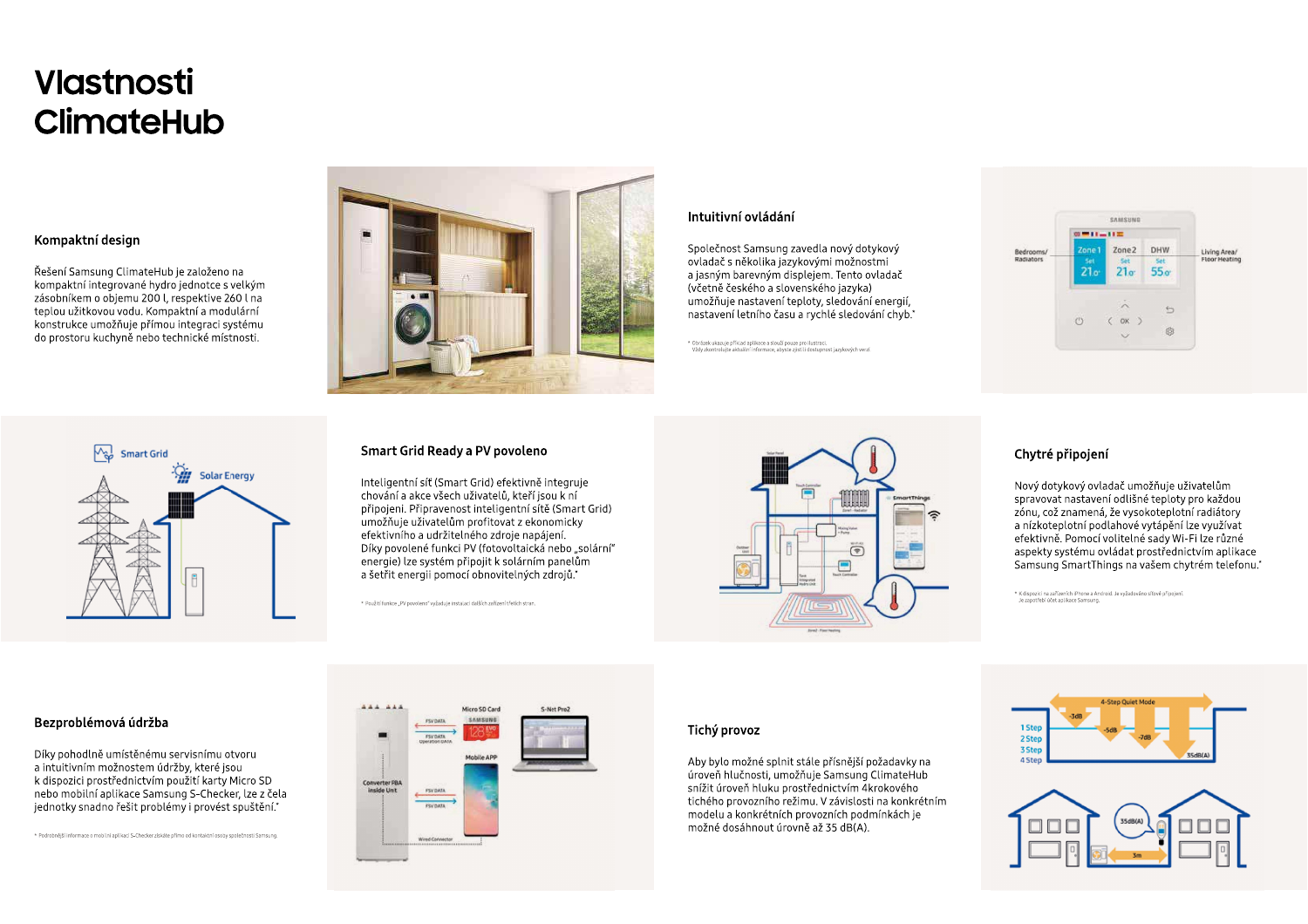# Vlastnosti ClimateHub

### Kompaktní design

Řešení Samsung ClimateHub je založeno na kompaktní integrované hydro jednotce s velkým zásobníkem o objemu 200 l, respektive 260 l na teplou užitkovou vodu. Kompaktní a modulární konstrukce umožňuje přímou integraci systému do prostoru kuchyně nebo technické místnosti.

### Intuitivní ovládání

Společnost Samsung zavedla nový dotykový ovladač s několika jazykovými možnostmi a jasným barevným displejem. Tento ovladač (včetně českého a slovenského jazyka) umožňuje nastavení teploty, sledování energií, nastavení letního času a rychlé sledování chyb.*

* Obrázek ukazuje příklad aplikace a slouží pouze pro ilustraci. Vždy zkontrolujte aktuální informace, abyste zjistili dostupnost jazykových verzí.

### Smart Grid Ready a PV povoleno

Inteligentní síť (Smart Grid) efektivně integruje chování a akce všech uživatelů, kteří jsou k ní připojeni. Připravenost inteligentní sítě (Smart Grid) umožňuje uživatelům profitovat z ekonomicky efektivního a udržitelného zdroje napájení. Díky povolené funkci PV (fotovoltaická nebo „solární" energie) lze systém připojit k solárním panelům a šetřit energii pomocí obnovitelných zdrojů.*

* Použití funkce „PV povoleno" vyžaduje instalaci dalších zařízení třetích stran.

### Chytré připojení

Nový dotykový ovladač umožňuje uživatelům spravovat nastavení odlišné teploty pro každou zónu, což znamená, že vysokoteplotní radiátory a nízkoteplotní podlahové vytápění lze využívat efektivně. Pomocí volitelné sady Wi-Fi lze různé aspekty systému ovládat prostřednictvím aplikace Samsung SmartThings na vašem chytrém telefonu.*

* K dispozici na zařízeních iPhone a Android. Je vyžadováno síťové připojení. Je zapotřebí účet aplikace Samsung.

### Bezproblémová údržba

Díky pohodlně umístěnému servisnímu otvoru a intuitivním možnostem údržby, které jsou k dispozici prostřednictvím použití karty Micro SD nebo mobilní aplikace Samsung S-Checker, lze z čela jednotky snadno řešit problémy i provést spuštění.*

* Podrobnější informace o mobilní aplikaci S-Checker získáte přímo od kontaktní osoby společnosti Samsung.

### Tichý provoz

Aby bylo možné splnit stále přísnější požadavky na úroveň hlučnosti, umožňuje Samsung ClimateHub snížit úroveň hluku prostřednictvím 4krokového tichého provozního režimu. V závislosti na konkrétním modelu a konkrétních provozních podmínkách je možné dosáhnout úrovně až 35 dB(A).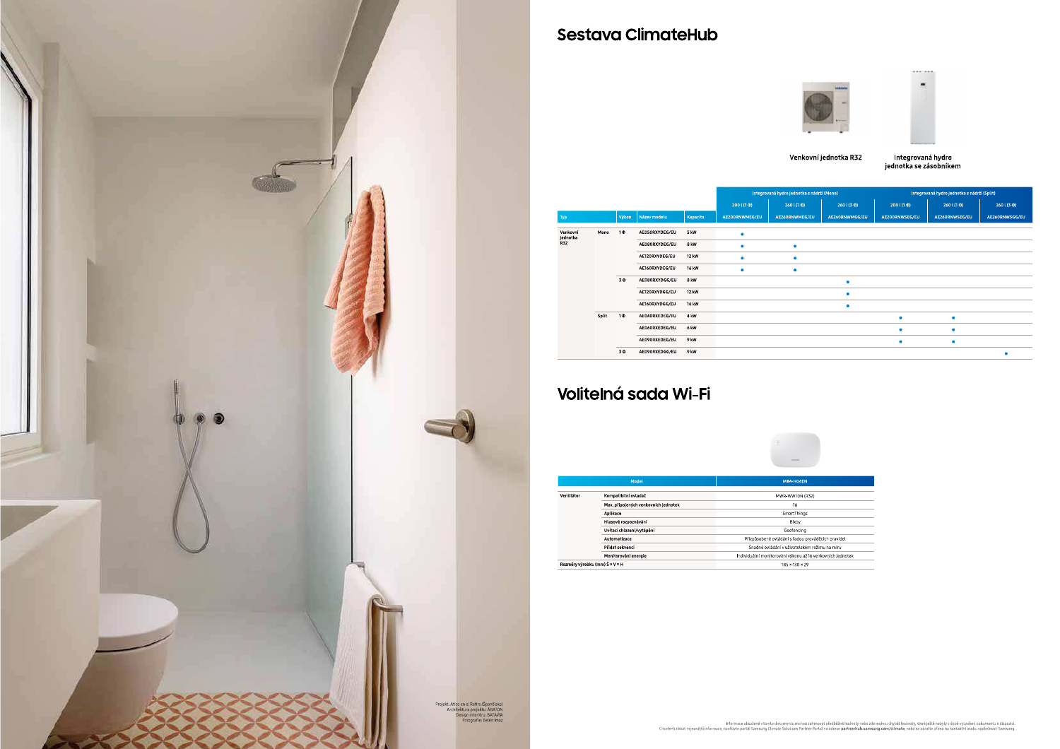## Sestava ClimateHub

Venkovní jednotka R32

Integrovaná hydro jednotka se zásobníkem

| Typ | | Výkon | Název modelu | Kapacita | Integrovaná hydro jednotka s nádrží (Mono) | | | Integrovaná hydro jednotka s nádrží (Split) | | |
|---|---|---|---|---|---|---|---|---|---|---|
| | | | | | 200 l (1 Φ) | 260 l (1 Φ) | 260 l (3 Φ) | 200 l (1 Φ) | 260 l (1 Φ) | 260 l (3 Φ) |
| | | | | | AE200RNWMEG/EU | AE260RNWMEG/EU | AE260RNWMGG/EU | AE200RNWSEG/EU | AE260RNWSEG/EU | AE260RNWSGG/EU |
| Venkovní jednotka R32 | Mono | 1 Φ | AE050RXYDEG/EU | 5 kW | • | | | | | |
| | | | AE080RXYDEG/EU | 8 kW | • | • | | | | |
| | | | AE120RXYDEG/EU | 12 kW | • | • | | | | |
| | | | AE160RXYDEG/EU | 16 kW | • | • | | | | |
| | | 3 Φ | AE080RXYDGG/EU | 8 kW | | | • | | | |
| | | | AE120RXYDGG/EU | 12 kW | | | • | | | |
| | | | AE160RXYDGG/EU | 16 kW | | | • | | | |
| | Split | 1 Φ | AE040RXEDEG/EU | 4 kW | | | | • | • | |
| | | | AE060RXEDEG/EU | 6 kW | | | | • | • | |
| | | | AE090RXEDEG/EU | 9 kW | | | | • | • | |
| | | 3 Φ | AE090RXEDGG/EU | 9 kW | | | | | | • |

## Volitelná sada Wi-Fi

| Model | | MIM-H04EN |
|---|---|---|
| Ventilátor | Kompatibilní ovladač | MWR-WW10N (R32) |
| | Max. připojených venkovních jednotek | 16 |
| | Aplikace | SmartThings |
| | Hlasové rozpoznávání | Bixby |
| | Uvítací chlazení/vytápění | Geofencing |
| | Automatizace | Přizpůsobené ovládání s řadou prováděcích pravidel |
| | Přidat sekvenci | Snadné ovládání uživatelským režimu na míru |
| | Monitorování energie | Individuální monitorování výkonu až 16 venkovních jednotek |
| Rozměry výrobku (mm) Š × V × H | | 185 × 130 × 29 |

Projekt: Atico en el Retiro (Španělsko)
Architektura projektu: ÁBATON
Design interiéru: BATAVIA
Fotografie: Belén Imaz

Informace obsažené v tomto dokumentu mohou zahrnovat předběžné hodnoty nebo zde mohou chybět hodnoty, které ještě nebyly v době vytvoření dokumentu k dispozici.
Chcete-li získat nejnovější informace, navštivte portál Samsung Climate Solutions Partner Portal na adrese partnerhub.samsung.com/climate, nebo se obraťte přímo na kontaktní osobu společnosti Samsung.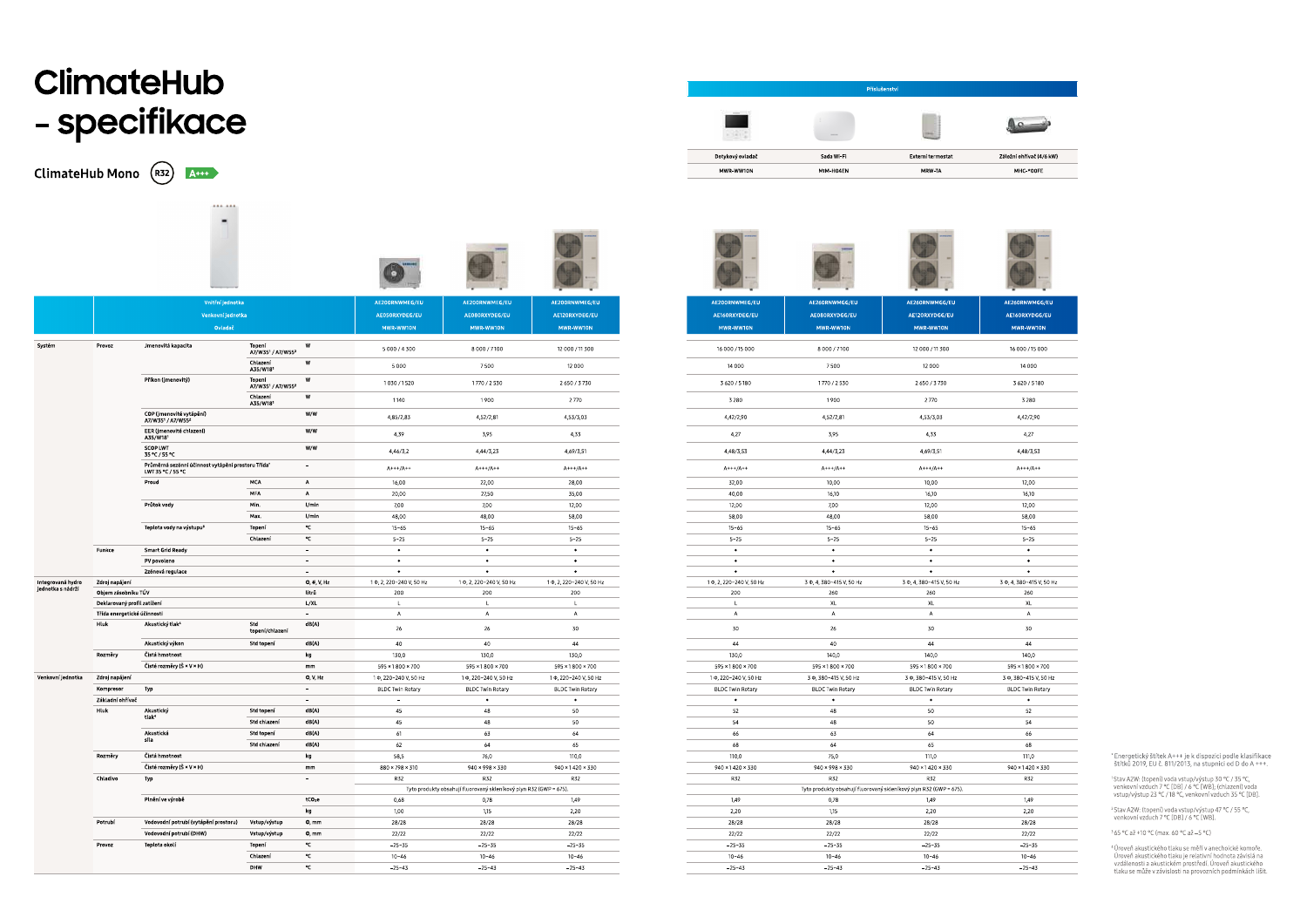# ClimateHub - specifikace

## ClimateHub Mono

R32 A+++

| Příslušenství | | | |
|---|---|---|---|
| Dotykový ovladač | Sada Wi-Fi | Externí termostat | Záložní ohřívač (4/6 kW) |
| MWR-WW10N | MIM-H04EN | MRW-TA | MHC-*00FE |

| | | | | | Vnitřní jednotka | AE200RNWMEG/EU | AE200RNWMEG/EU | AE200RNWMEG/EU | AE200RNWMEG/EU | AE260RNWMGG/EU | AE260RNWMGG/EU | AE260RNWMGG/EU |
|---|---|---|---|---|---|---|---|---|---|---|---|---|
| | | | | | Venkovní jednotka | AE050RXYDEG/EU | AE080RXYDEG/EU | AE120RXYDEG/EU | AE160RXYDEG/EU | AE080RXYDGG/EU | AE120RXYDGG/EU | AE160RXYDGG/EU |
| | | | | | Ovladač | MWR-WW10N | MWR-WW10N | MWR-WW10N | MWR-WW10N | MWR-WW10N | MWR-WW10N | MWR-WW10N |
| Systém | Provoz | Jmenovitá kapacita | Topení A7/W35[1] / A7/W55[2] | W | | 5 000 / 4 300 | 8 000 / 7 100 | 12 000 / 11 300 | 16 000 / 15 000 | 8 000 / 7 100 | 12 000 / 11 300 | 16 000 / 15 000 |
| | | | Chlazení A35/W18[1] | W | | 5 000 | 7 500 | 12 000 | 14 000 | 7 500 | 12 000 | 14 000 |
| | | Příkon (jmenovitý) | Topení A7/W35[1] / A7/W55[2] | W | | 1 030 / 1 520 | 1 770 / 2 530 | 2 650 / 3 730 | 3 620 / 5 180 | 1 770 / 2 530 | 2 650 / 3 730 | 3 620 / 5 180 |
| | | | Chlazení A35/W18[1] | W | | 1 140 | 1 900 | 2 770 | 3 280 | 1 900 | 2 770 | 3 280 |
| | | COP (jmenovité vytápění) A7/W35[1] / A7/W55[2] | | W/W | | 4,85/2,83 | 4,52/2,81 | 4,53/3,03 | 4,42/2,90 | 4,52/2,81 | 4,53/3,03 | 4,42/2,90 |
| | | EER (jmenovité chlazení) A35/W18[1] | | W/W | | 4,39 | 3,95 | 4,33 | 4,27 | 3,95 | 4,33 | 4,27 |
| | | SCOP LWT 35 °C / 55 °C | | W/W | | 4,46/3,2 | 4,44/3,23 | 4,69/3,51 | 4,48/3,53 | 4,44/3,23 | 4,69/3,51 | 4,48/3,53 |
| | | Průměrná sezónní účinnost vytápění prostoru Třída* LWT 35 °C / 55 °C | | – | | A+++/A++ | A+++/A++ | A+++/A++ | A+++/A++ | A+++/A++ | A+++/A++ | A+++/A++ |
| | | Proud | MCA | A | | 16,00 | 22,00 | 28,00 | 32,00 | 10,00 | 10,00 | 12,00 |
| | | | MFA | A | | 20,00 | 27,50 | 35,00 | 40,00 | 16,10 | 16,10 | 16,10 |
| | | Průtok vody | Min. | l/min | | 7,00 | 7,00 | 12,00 | 12,00 | 7,00 | 12,00 | 12,00 |
| | | | Max. | l/min | | 48,00 | 48,00 | 58,00 | 58,00 | 48,00 | 58,00 | 58,00 |
| | | Teplota vody na výstupu[3] | Topení | °C | | 15~65 | 15~65 | 15~65 | 15~65 | 15~65 | 15~65 | 15~65 |
| | | | Chlazení | °C | | 5~25 | 5~25 | 5~25 | 5~25 | 5~25 | 5~25 | 5~25 |
| | Funkce | Smart Grid Ready | | – | | • | • | • | • | • | • | • |
| | | PV povoleno | | – | | • | • | • | • | • | • | • |
| | | Zónová regulace | | – | | • | • | • | • | • | • | • |
| Integrovaná hydro jednotka s nádrží | Zdroj napájení | | | Φ, #, V, Hz | | 1 Φ, 2, 220~240 V, 50 Hz | 1 Φ, 2, 220~240 V, 50 Hz | 1 Φ, 2, 220~240 V, 50 Hz | 1 Φ, 2, 220~240 V, 50 Hz | 3 Φ, 4, 380~415 V, 50 Hz | 3 Φ, 4, 380~415 V, 50 Hz | 3 Φ, 4, 380~415 V, 50 Hz |
| | Objem zásobníku TUV | | | litrů | | 200 | 200 | 200 | 200 | 260 | 260 | 260 |
| | Deklarovaný profil zatížení | | | L/XL | | L | L | L | L | XL | XL | XL |
| | Třída energetické účinnosti | | | – | | A | A | A | A | A | A | A |
| | Hluk | Akustický tlak[4] | Std topení/chlazení | dB(A) | | 26 | 26 | 30 | 30 | 26 | 30 | 30 |
| | | Akustický výkon | Std topení | dB(A) | | 40 | 40 | 44 | 44 | 40 | 44 | 44 |
| | Rozměry | Čistá hmotnost | | kg | | 130,0 | 130,0 | 130,0 | 130,0 | 140,0 | 140,0 | 140,0 |
| | | Čisté rozměry (Š × V × H) | | mm | | 595 × 1 800 × 700 | 595 × 1 800 × 700 | 595 × 1 800 × 700 | 595 × 1 800 × 700 | 595 × 1 800 × 700 | 595 × 1 800 × 700 | 595 × 1 800 × 700 |
| Venkovní jednotka | Zdroj napájení | | | Φ, V, Hz | | 1 Φ, 220~240 V, 50 Hz | 1 Φ, 220~240 V, 50 Hz | 1 Φ, 220~240 V, 50 Hz | 1 Φ, 220~240 V, 50 Hz | 3 Φ, 380~415 V, 50 Hz | 3 Φ, 380~415 V, 50 Hz | 3 Φ, 380~415 V, 50 Hz |
| | Kompresor | Typ | | – | | BLDC Twin Rotary | BLDC Twin Rotary | BLDC Twin Rotary | BLDC Twin Rotary | BLDC Twin Rotary | BLDC Twin Rotary | BLDC Twin Rotary |
| | Základní ohřívač | | | – | | – | • | • | • | • | • | • |
| | Hluk | Akustický tlak[4] | Std topení | dB(A) | | 45 | 48 | 50 | 52 | 48 | 50 | 52 |
| | | | Std chlazení | dB(A) | | 45 | 48 | 50 | 54 | 48 | 50 | 54 |
| | | Akustická síla | Std topení | dB(A) | | 61 | 63 | 64 | 66 | 63 | 64 | 66 |
| | | | Std chlazení | dB(A) | | 62 | 64 | 65 | 68 | 64 | 65 | 68 |
| | Rozměry | Čistá hmotnost | | kg | | 56,5 | 76,0 | 110,0 | 110,0 | 75,0 | 111,0 | 111,0 |
| | | Čisté rozměry (Š × V × H) | | mm | | 880 × 798 × 310 | 940 × 998 × 330 | 940 × 1 420 × 330 | 940 × 1 420 × 330 | 940 × 998 × 330 | 940 × 1 420 × 330 | 940 × 1 420 × 330 |
| | Chladivo | Typ | | – | | R32 | R32 | R32 | R32 | R32 | R32 | R32 |
| | | | | | | Tyto produkty obsahují fluorovaný skleníkový plyn R32 (GWP = 675). | | | Tyto produkty obsahují fluorovaný skleníkový plyn R32 (GWP = 675). | | | |
| | | Plnění ve výrobě | | $tCO_2e$ | | 0,68 | 0,78 | 1,49 | 1,49 | 0,78 | 1,49 | 1,49 |
| | | | | kg | | 1,00 | 1,15 | 2,20 | 2,20 | 1,15 | 2,20 | 2,20 |
| | Potrubí | Vodovodní potrubí (vytápění prostoru) | Vstup/výstup | Φ, mm | | 28/28 | 28/28 | 28/28 | 28/28 | 28/28 | 28/28 | 28/28 |
| | | Vodovodní potrubí (DHW) | Vstup/výstup | Φ, mm | | 22/22 | 22/22 | 22/22 | 22/22 | 22/22 | 22/22 | 22/22 |
| | Provoz | Teplota okolí | Topení | °C | | -25~35 | -25~35 | -25~35 | -25~35 | -25~35 | -25~35 | -25~35 |
| | | | Chlazení | °C | | 10~46 | 10~46 | 10~46 | 10~46 | 10~46 | 10~46 | 10~46 |
| | | | DHW | °C | | -25~43 | -25~43 | -25~43 | -25~43 | -25~43 | -25~43 | -25~43 |

\* Energetický štítek A+++ je k dispozici podle klasifikace štítků 2019, EU č. 811/2013, na stupnici od D do A +++.

[1] Stav A2W: (topení) voda vstup/výstup 30 °C / 35 °C, venkovní vzduch 7 °C (DB) / 6 °C (WB), (chlazení) voda vstup/výstup 23 °C / 18 °C, venkovní vzduch 35 °C (DB).

[2] Stav A2W: (topení) voda vstup/výstup 47 °C / 55 °C, venkovní vzduch 7 °C (DB) / 6 °C (WB).

[3] 65 °C až +10 °C (max. 60 °C až −5 °C)

[4] Úroveň akustického tlaku se měřil v anechoické komoře. Úroveň akustického tlaku je relativní hodnota závislá na vzdálenosti a akustickém prostředí. Úroveň akustického tlaku se může v závislosti na provozních podmínkách lišit.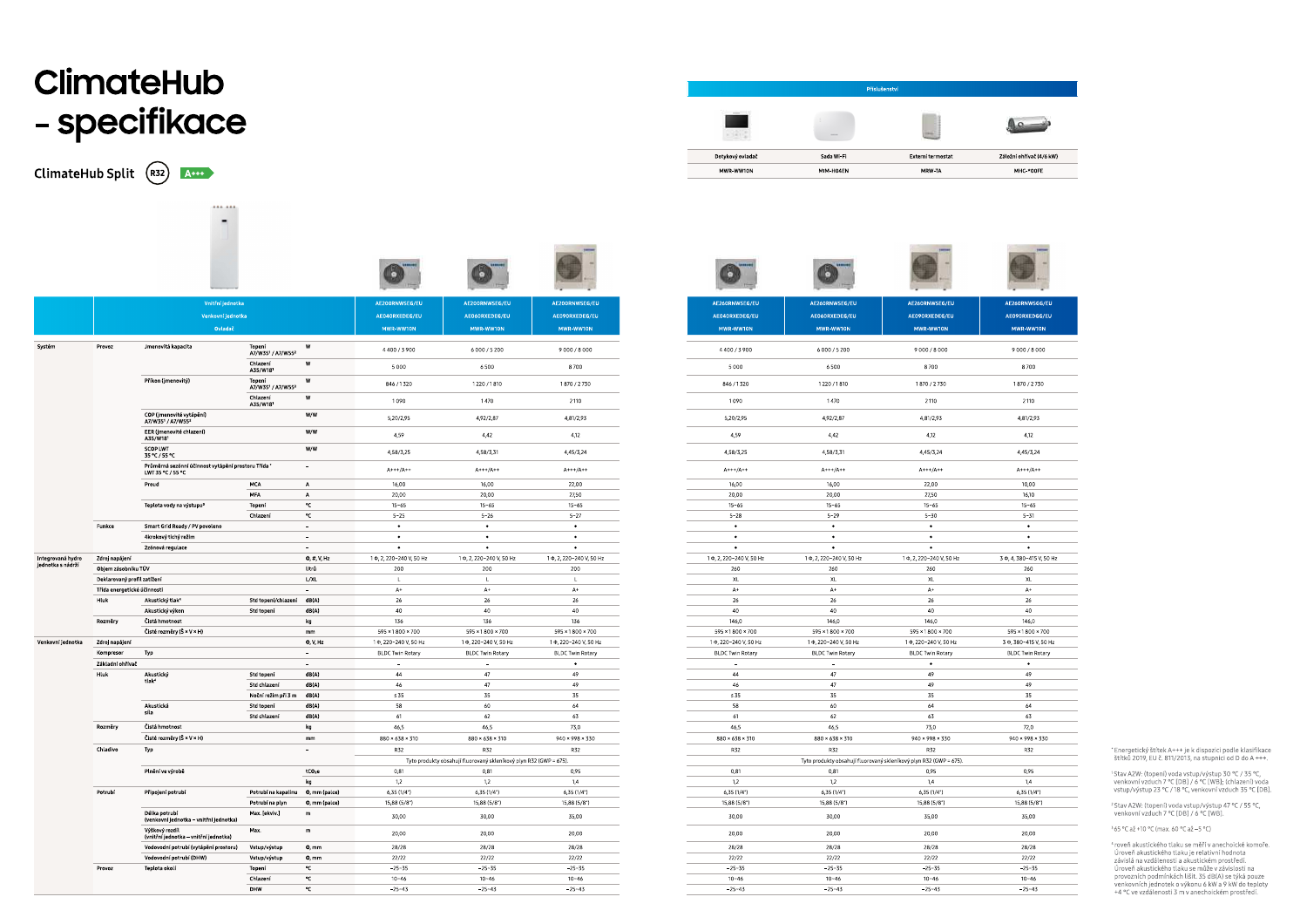# ClimateHub - specifikace

## ClimateHub Split

R32 A+++

| Příslušenství | | | |
|---|---|---|---|
| Dotykový ovladač | Sada Wi-Fi | Externí termostat | Záložní ohřívač (4/6 kW) |
| MWR-WW10N | MIM-H04EN | MRW-TA | MHC-*00FE |

| | | | | | Vnitřní jednotka / Venkovní jednotka / Ovladač | AE200RNWSEG/EU AE040RXEDEG/EU MWR-WW10N | AE200RNWSEG/EU AE060RXEDEG/EU MWR-WW10N | AE200RNWSEG/EU AE090RXEDEG/EU MWR-WW10N | AE260RNWSEG/EU AE040RXEDEG/EU MWR-WW10N | AE260RNWSEG/EU AE060RXEDEG/EU MWR-WW10N | AE260RNWSEG/EU AE090RXEDEG/EU MWR-WW10N | AE260RNWSGG/EU AE090RXEDGG/EU MWR-WW10N |
|---|---|---|---|---|---|---|---|---|---|---|---|---|
| Systém | Provoz | Jmenovitá kapacita | Topení A7/W35[1] / A7/W55[2] | W | 4 400 / 3 900 | 6 000 / 5 200 | 9 000 / 8 000 | 4 400 / 3 900 | 6 000 / 5 200 | 9 000 / 8 000 | 9 000 / 8 000 |
| | | | Chlazení A35/W18[1] | W | 5 000 | 6 500 | 8 700 | 5 000 | 6 500 | 8 700 | 8 700 |
| | | Příkon (jmenovitý) | Topení A7/W35[1] / A7/W55[2] | W | 846 / 1 320 | 1 220 / 1 810 | 1 870 / 2 730 | 846 / 1 320 | 1 220 / 1 810 | 1 870 / 2 730 | 1 870 / 2 730 |
| | | | Chlazení A35/W18[1] | W | 1 090 | 1 470 | 2110 | 1 090 | 1 470 | 2110 | 2110 |
| | | COP (jmenovité vytápění) A7/W35[1] / A7/W55[2] | | W/W | 5,20/2,95 | 4,92/2,87 | 4,81/2,93 | 5,20/2,95 | 4,92/2,87 | 4,81/2,93 | 4,81/2,93 |
| | | EER (jmenovité chlazení) A35/W18[1] | | W/W | 4,59 | 4,42 | 4,12 | 4,59 | 4,42 | 4,12 | 4,12 |
| | | SCOP LWT 35 °C / 55 °C | | W/W | 4,58/3,25 | 4,58/3,31 | 4,45/3,24 | 4,58/3,25 | 4,58/3,31 | 4,45/3,24 | 4,45/3,24 |
| | | Průměrná sezónní účinnost vytápění prostoru Třída * LWT 35 °C / 55 °C | | – | A+++/A++ | A+++/A++ | A+++/A++ | A+++/A++ | A+++/A++ | A+++/A++ | A+++/A++ |
| | | Proud | MCA | A | 16,00 | 16,00 | 22,00 | 16,00 | 16,00 | 22,00 | 10,00 |
| | | | MFA | A | 20,00 | 20,00 | 27,50 | 20,00 | 20,00 | 27,50 | 16,10 |
| | | Teplota vody na výstupu[3] | Topení | °C | 15~65 | 15~65 | 15~65 | 15~65 | 15~65 | 15~65 | 15~65 |
| | | | Chlazení | °C | 5~25 | 5~26 | 5~27 | 5~28 | 5~29 | 5~30 | 5~31 |
| | Funkce | Smart Grid Ready / PV povoleno | | – | • | • | • | • | • | • | • |
| | | Akrokový tichý režim | | – | • | • | • | • | • | • | • |
| | | Zónová regulace | | – | • | • | • | • | • | • | • |
| Integrovaná hydro jednotka s nádrží | Zdroj napájení | | | Φ, #, V, Hz | 1 Φ, 2, 220–240 V, 50 Hz | 1 Φ, 2, 220–240 V, 50 Hz | 1 Φ, 2, 220–240 V, 50 Hz | 1 Φ, 2, 220–240 V, 50 Hz | 1 Φ, 2, 220–240 V, 50 Hz | 1 Φ, 2, 220–240 V, 50 Hz | 3 Φ, 4, 380–415 V, 50 Hz |
| | Objem zásobníku TUV | | | Litrů | 200 | 200 | 200 | 260 | 260 | 260 | 260 |
| | Deklarovaný profil zatížení | | | L/XL | L | L | L | XL | XL | XL | XL |
| | Třída energetické účinnosti | | | – | A+ | A+ | A+ | A+ | A+ | A+ | A+ |
| | Hluk | Akustický tlak[4] | Std topení/chlazení | dB(A) | 26 | 26 | 26 | 26 | 26 | 26 | 26 |
| | | Akustický výkon | Std topení | dB(A) | 40 | 40 | 40 | 40 | 40 | 40 | 40 |
| | Rozměry | Čistá hmotnost | | kg | 136 | 136 | 136 | 146,0 | 146,0 | 146,0 | 146,0 |
| | | Čisté rozměry (Š × V × H) | | mm | 595 × 1 800 × 700 | 595 × 1 800 × 700 | 595 × 1 800 × 700 | 595 × 1 800 × 700 | 595 × 1 800 × 700 | 595 × 1 800 × 700 | 595 × 1 800 × 700 |
| Venkovní jednotka | Zdroj napájení | | | Φ, V, Hz | 1 Φ, 220–240 V, 50 Hz | 1 Φ, 220–240 V, 50 Hz | 1 Φ, 220–240 V, 50 Hz | 1 Φ, 220–240 V, 50 Hz | 1 Φ, 220–240 V, 50 Hz | 1 Φ, 220–240 V, 50 Hz | 3 Φ, 380–415 V, 50 Hz |
| | Kompresor | Typ | | – | BLDC Twin Rotary | BLDC Twin Rotary | BLDC Twin Rotary | BLDC Twin Rotary | BLDC Twin Rotary | BLDC Twin Rotary | BLDC Twin Rotary |
| | Základní ohřívač | | | – | – | – | • | – | – | • | • |
| | Hluk | Akustický tlak[4] | Std topení | dB(A) | 44 | 47 | 49 | 44 | 47 | 49 | 49 |
| | | | Std chlazení | dB(A) | 46 | 47 | 49 | 46 | 47 | 49 | 49 |
| | | | Noční režim při 3 m | dB(A) | ≤ 35 | 35 | 35 | ≤ 35 | 35 | 35 | 35 |
| | | Akustická síla | Std topení | dB(A) | 58 | 60 | 64 | 58 | 60 | 64 | 64 |
| | | | Std chlazení | dB(A) | 61 | 62 | 63 | 61 | 62 | 63 | 63 |
| | Rozměry | Čistá hmotnost | | kg | 46,5 | 46,5 | 73,0 | 46,5 | 46,5 | 73,0 | 72,0 |
| | | Čisté rozměry (Š × V × H) | | mm | 880 × 638 × 310 | 880 × 638 × 310 | 940 × 998 × 330 | 880 × 638 × 310 | 880 × 638 × 310 | 940 × 998 × 330 | 940 × 998 × 330 |
| | Chladivo | Typ | | – | R32 | R32 | R32 | R32 | R32 | R32 | R32 |
| | | | | | Tyto produkty obsahují fluorovaný skleníkový plyn R32 (GWP = 675). | | | Tyto produkty obsahují fluorovaný skleníkový plyn R32 (GWP = 675). | | | |
| | | Plnění ve výrobě | | tCO₂e | 0,81 | 0,81 | 0,95 | 0,81 | 0,81 | 0,95 | 0,95 |
| | | | | kg | 1,2 | 1,2 | 1,4 | 1,2 | 1,2 | 1,4 | 1,4 |
| | Potrubí | Připojení potrubí | Potrubí na kapalinu | Φ, mm (palce) | 6,35 (1/4") | 6,35 (1/4") | 6,35 (1/4") | 6,35 (1/4") | 6,35 (1/4") | 6,35 (1/4") | 6,35 (1/4") |
| | | | Potrubí na plyn | Φ, mm (palce) | 15,88 (5/8") | 15,88 (5/8") | 15,88 (5/8") | 15,88 (5/8") | 15,88 (5/8") | 15,88 (5/8") | 15,88 (5/8") |
| | | Délka potrubí (venkovní jednotka – vnitřní jednotka) | Max. (ekviv.) | m | 30,00 | 30,00 | 35,00 | 30,00 | 30,00 | 35,00 | 35,00 |
| | | Výškový rozdíl (venkovní jednotka – vnitřní jednotka) | Max. | m | 20,00 | 20,00 | 20,00 | 20,00 | 20,00 | 20,00 | 20,00 |
| | | Vodovodní potrubí (vytápění prostoru) | Vstup/výstup | Φ, mm | 28/28 | 28/28 | 28/28 | 28/28 | 28/28 | 28/28 | 28/28 |
| | | Vodovodní potrubí (DHW) | Vstup/výstup | Φ, mm | 22/22 | 22/22 | 22/22 | 22/22 | 22/22 | 22/22 | 22/22 |
| | Provoz | Teplota okolí | Topení | °C | −25~35 | −25~35 | −25~35 | −25~35 | −25~35 | −25~35 | −25~35 |
| | | | Chlazení | °C | 10~46 | 10~46 | 10~46 | 10~46 | 10~46 | 10~46 | 10~46 |
| | | | DHW | °C | −25~43 | −25~43 | −25~43 | −25~43 | −25~43 | −25~43 | −25~43 |

* Energetický štítek A+++ je k dispozici podle klasifikace štítků 2019, EU č. 811/2013, na stupnici od D do A+++.

[1] Stav A2W: (topení) voda vstup/výstup 30 °C / 35 °C, venkovní vzduch 7 °C (DB) / 6 °C (WB); (chlazení) voda vstup/výstup 23 °C / 18 °C, venkovní vzduch 35 °C (DB).

[2] Stav A2W: (topení) voda vstup/výstup 47 °C / 55 °C, venkovní vzduch 7 °C (DB) / 6 °C (WB).

[3] 65 °C až +10 °C (max. 60 °C až −5 °C)

[4] roveň akustického tlaku se měří v anechoické komoře. Úroveň akustického tlaku je relativní hodnota závislá na vzdálenosti a akustickém prostředí. Úroveň akustického tlaku se může v závislosti na provozních podmínkách lišit. 35 dB(A) se týká pouze venkovních jednotek o výkonu 6 kW a 9 kW do teploty +4 °C ve vzdálenosti 3 m v anechoickém prostředí.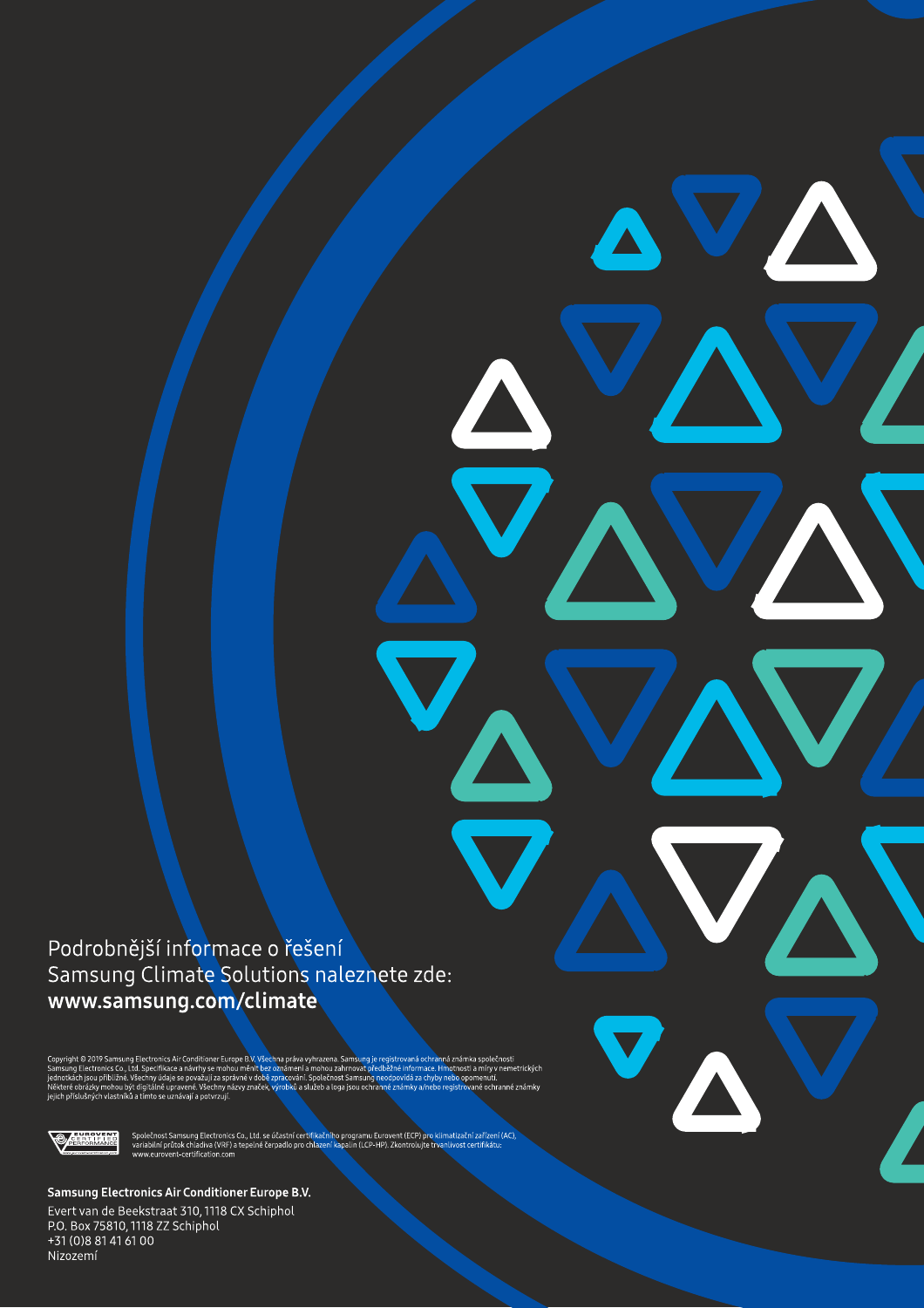Podrobnější informace o řešení
Samsung Climate Solutions naleznete zde:
**www.samsung.com/climate**

Copyright © 2019 Samsung Electronics Air Conditioner Europe B.V. Všechna práva vyhrazena. Samsung je registrovaná ochranná známka společnosti Samsung Electronics Co., Ltd. Specifikace a návrhy se mohou měnit bez oznámení a mohou zahrnovat předběžné informace. Hmotnosti a míry v nemetrických jednotkách jsou přibližné. Všechny údaje se považují za správné v době zpracování. Společnost Samsung neodpovídá za chyby nebo opomenutí. Některé obrázky mohou být digitálně upravené. Všechny názvy značek, výrobků a služeb a loga jsou ochranné známky a/nebo registrované ochranné známky jejich příslušných vlastníků a tímto se uznávají a potvrzují.

Společnost Samsung Electronics Co., Ltd. se účastní certifikačního programu Eurovent (ECP) pro klimatizační zařízení (AC), variabilní průtok chladiva (VRF) a tepelné čerpadlo pro chlazení kapalin (LCP-HP). Zkontrolujte trvanlivost certifikátu: www.eurovent-certification.com

**Samsung Electronics Air Conditioner Europe B.V.**
Evert van de Beekstraat 310, 1118 CX Schiphol
P.O. Box 75810, 1118 ZZ Schiphol
+31 (0)8 81 41 61 00
Nizozemí